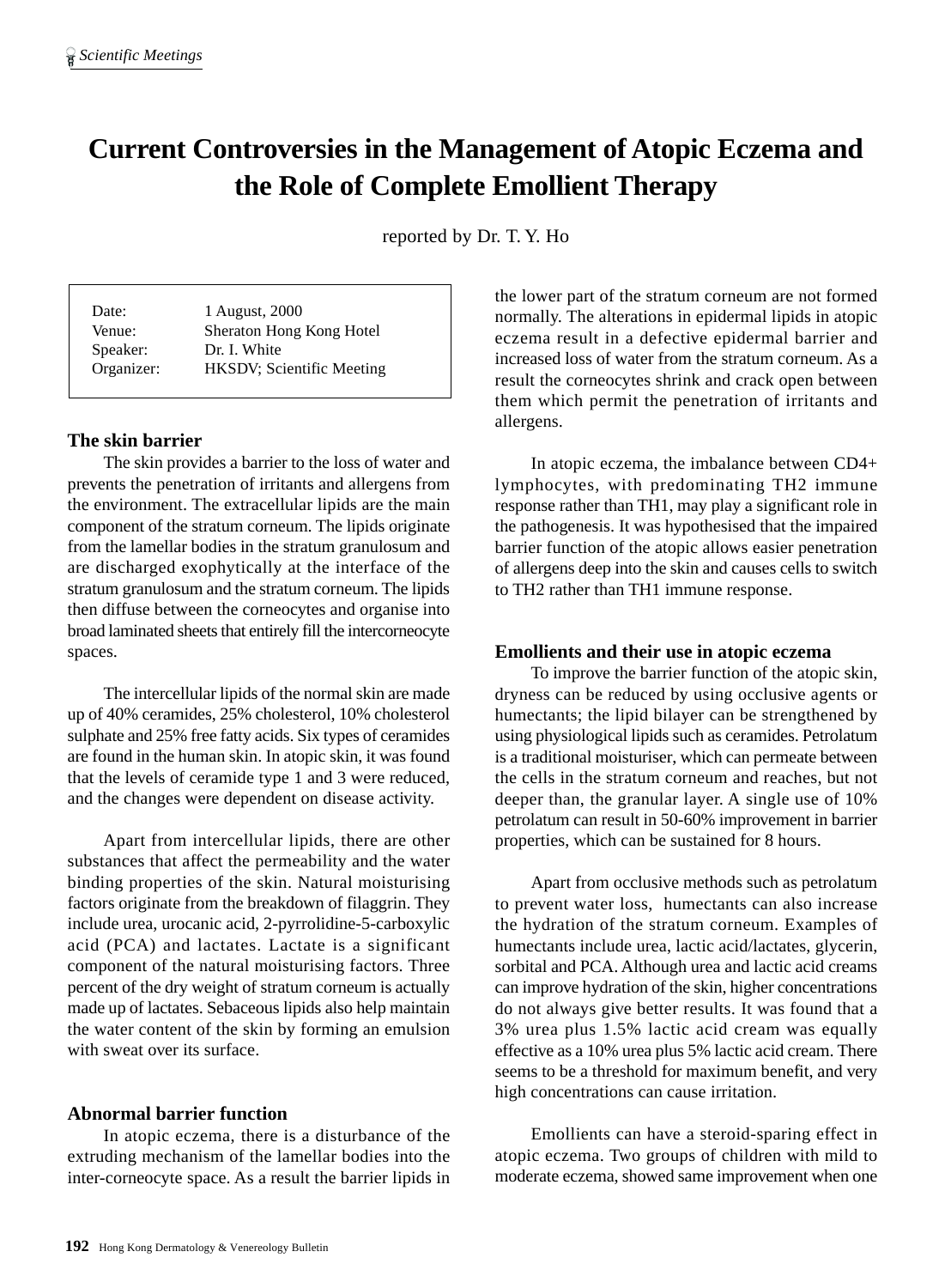# Current Controversies in the Management of Atopic Eczema and the Role of Complete Emollient Therapy

reported by Dr. T. Y. Ho

| | |
|---|---|
| Date: | 1 August, 2000 |
| Venue: | Sheraton Hong Kong Hotel |
| Speaker: | Dr. I. White |
| Organizer: | HKSDV; Scientific Meeting |

## The skin barrier

The skin provides a barrier to the loss of water and prevents the penetration of irritants and allergens from the environment. The extracellular lipids are the main component of the stratum corneum. The lipids originate from the lamellar bodies in the stratum granulosum and are discharged exophytically at the interface of the stratum granulosum and the stratum corneum. The lipids then diffuse between the corneocytes and organise into broad laminated sheets that entirely fill the intercorneocyte spaces.

The intercellular lipids of the normal skin are made up of 40% ceramides, 25% cholesterol, 10% cholesterol sulphate and 25% free fatty acids. Six types of ceramides are found in the human skin. In atopic skin, it was found that the levels of ceramide type 1 and 3 were reduced, and the changes were dependent on disease activity.

Apart from intercellular lipids, there are other substances that affect the permeability and the water binding properties of the skin. Natural moisturising factors originate from the breakdown of filaggrin. They include urea, urocanic acid, 2-pyrrolidine-5-carboxylic acid (PCA) and lactates. Lactate is a significant component of the natural moisturising factors. Three percent of the dry weight of stratum corneum is actually made up of lactates. Sebaceous lipids also help maintain the water content of the skin by forming an emulsion with sweat over its surface.

## Abnormal barrier function

In atopic eczema, there is a disturbance of the extruding mechanism of the lamellar bodies into the inter-corneocyte space. As a result the barrier lipids in the lower part of the stratum corneum are not formed normally. The alterations in epidermal lipids in atopic eczema result in a defective epidermal barrier and increased loss of water from the stratum corneum. As a result the corneocytes shrink and crack open between them which permit the penetration of irritants and allergens.

In atopic eczema, the imbalance between CD4+ lymphocytes, with predominating TH2 immune response rather than TH1, may play a significant role in the pathogenesis. It was hypothesised that the impaired barrier function of the atopic allows easier penetration of allergens deep into the skin and causes cells to switch to TH2 rather than TH1 immune response.

## Emollients and their use in atopic eczema

To improve the barrier function of the atopic skin, dryness can be reduced by using occlusive agents or humectants; the lipid bilayer can be strengthened by using physiological lipids such as ceramides. Petrolatum is a traditional moisturiser, which can permeate between the cells in the stratum corneum and reaches, but not deeper than, the granular layer. A single use of 10% petrolatum can result in 50-60% improvement in barrier properties, which can be sustained for 8 hours.

Apart from occlusive methods such as petrolatum to prevent water loss, humectants can also increase the hydration of the stratum corneum. Examples of humectants include urea, lactic acid/lactates, glycerin, sorbital and PCA. Although urea and lactic acid creams can improve hydration of the skin, higher concentrations do not always give better results. It was found that a 3% urea plus 1.5% lactic acid cream was equally effective as a 10% urea plus 5% lactic acid cream. There seems to be a threshold for maximum benefit, and very high concentrations can cause irritation.

Emollients can have a steroid-sparing effect in atopic eczema. Two groups of children with mild to moderate eczema, showed same improvement when one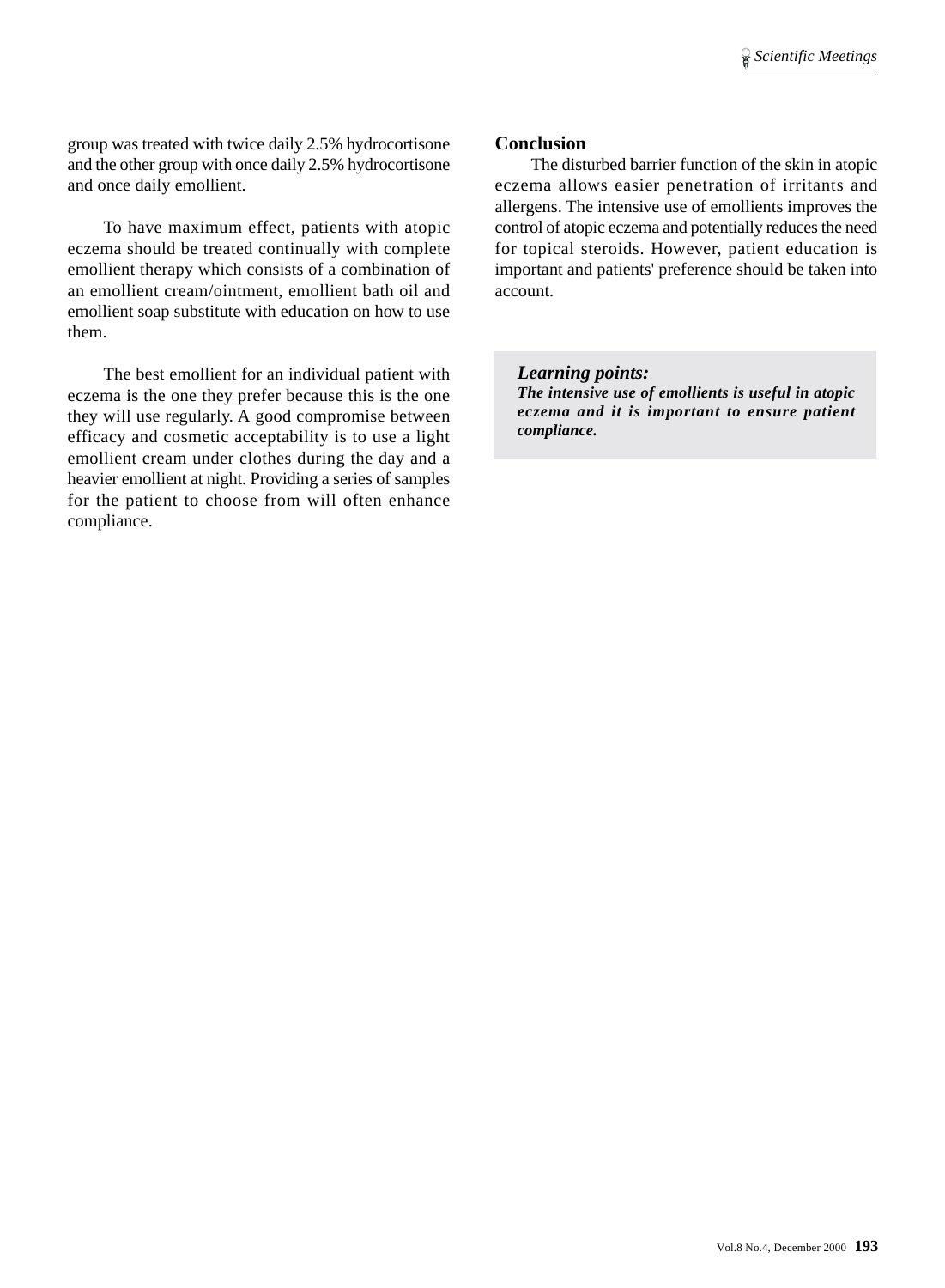group was treated with twice daily 2.5% hydrocortisone and the other group with once daily 2.5% hydrocortisone and once daily emollient.

To have maximum effect, patients with atopic eczema should be treated continually with complete emollient therapy which consists of a combination of an emollient cream/ointment, emollient bath oil and emollient soap substitute with education on how to use them.

The best emollient for an individual patient with eczema is the one they prefer because this is the one they will use regularly. A good compromise between efficacy and cosmetic acceptability is to use a light emollient cream under clothes during the day and a heavier emollient at night. Providing a series of samples for the patient to choose from will often enhance compliance.

## Conclusion

The disturbed barrier function of the skin in atopic eczema allows easier penetration of irritants and allergens. The intensive use of emollients improves the control of atopic eczema and potentially reduces the need for topical steroids. However, patient education is important and patients' preference should be taken into account.

***Learning points:***

***The intensive use of emollients is useful in atopic eczema and it is important to ensure patient compliance.***